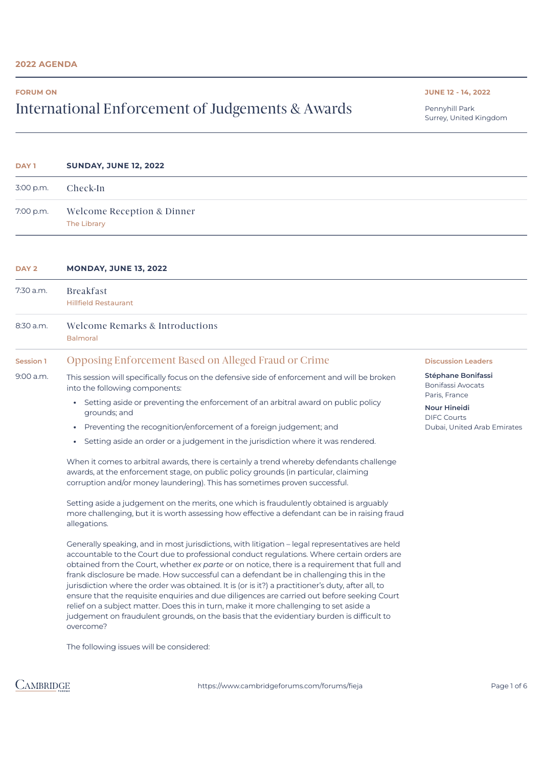2022 AGENDA

FORUM ON

# International Enforcement of Judgements & Awards

JUNE 12 - 14, 2022

Pennyhill Park
Surrey, United Kingdom

## DAY 1 — SUNDAY, JUNE 12, 2022

3:00 p.m. — Check-In

7:00 p.m. — Welcome Reception & Dinner
The Library

## DAY 2 — MONDAY, JUNE 13, 2022

7:30 a.m. — Breakfast
Hillfield Restaurant

8:30 a.m. — Welcome Remarks & Introductions
Balmoral

### Session 1 — 9:00 a.m. — Opposing Enforcement Based on Alleged Fraud or Crime

**Discussion Leaders**

**Stéphane Bonifassi**
Bonifassi Avocats
Paris, France

**Nour Hineidi**
DIFC Courts
Dubai, United Arab Emirates

This session will specifically focus on the defensive side of enforcement and will be broken into the following components:

- Setting aside or preventing the enforcement of an arbitral award on public policy grounds; and
- Preventing the recognition/enforcement of a foreign judgement; and
- Setting aside an order or a judgement in the jurisdiction where it was rendered.

When it comes to arbitral awards, there is certainly a trend whereby defendants challenge awards, at the enforcement stage, on public policy grounds (in particular, claiming corruption and/or money laundering). This has sometimes proven successful.

Setting aside a judgement on the merits, one which is fraudulently obtained is arguably more challenging, but it is worth assessing how effective a defendant can be in raising fraud allegations.

Generally speaking, and in most jurisdictions, with litigation – legal representatives are held accountable to the Court due to professional conduct regulations. Where certain orders are obtained from the Court, whether *ex parte* or on notice, there is a requirement that full and frank disclosure be made. How successful can a defendant be in challenging this in the jurisdiction where the order was obtained. It is (or is it?) a practitioner's duty, after all, to ensure that the requisite enquiries and due diligences are carried out before seeking Court relief on a subject matter. Does this in turn, make it more challenging to set aside a judgement on fraudulent grounds, on the basis that the evidentiary burden is difficult to overcome?

The following issues will be considered: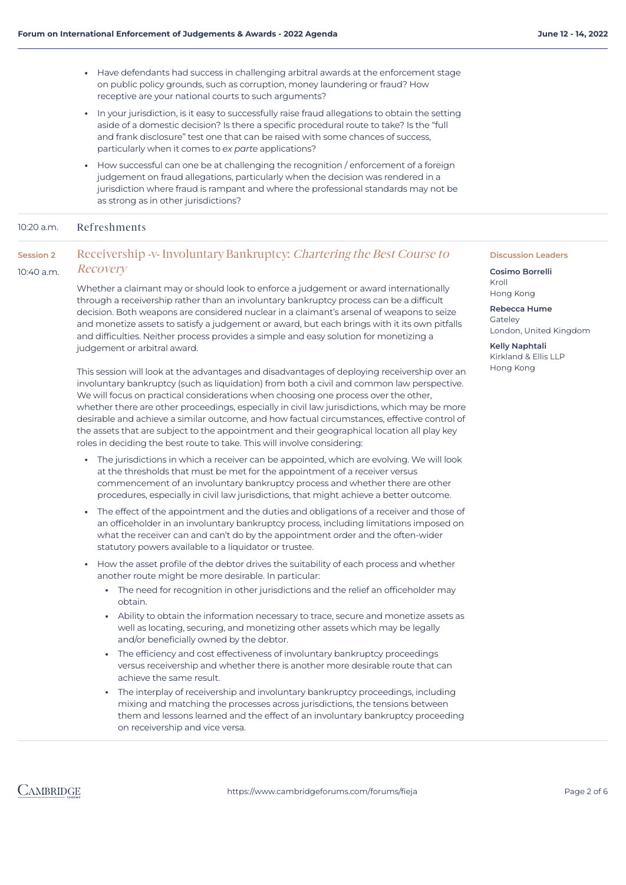- Have defendants had success in challenging arbitral awards at the enforcement stage on public policy grounds, such as corruption, money laundering or fraud? How receptive are your national courts to such arguments?
- In your jurisdiction, is it easy to successfully raise fraud allegations to obtain the setting aside of a domestic decision? Is there a specific procedural route to take? Is the "full and frank disclosure" test one that can be raised with some chances of success, particularly when it comes to *ex parte* applications?
- How successful can one be at challenging the recognition / enforcement of a foreign judgement on fraud allegations, particularly when the decision was rendered in a jurisdiction where fraud is rampant and where the professional standards may not be as strong as in other jurisdictions?

10:20 a.m. Refreshments

## Session 2 — 10:40 a.m.

## Receivership -v- Involuntary Bankruptcy: *Chartering the Best Course to Recovery*

**Discussion Leaders**

**Cosimo Borrelli**
Kroll
Hong Kong

**Rebecca Hume**
Gateley
London, United Kingdom

**Kelly Naphtali**
Kirkland & Ellis LLP
Hong Kong

Whether a claimant may or should look to enforce a judgement or award internationally through a receivership rather than an involuntary bankruptcy process can be a difficult decision. Both weapons are considered nuclear in a claimant's arsenal of weapons to seize and monetize assets to satisfy a judgement or award, but each brings with it its own pitfalls and difficulties. Neither process provides a simple and easy solution for monetizing a judgement or arbitral award.

This session will look at the advantages and disadvantages of deploying receivership over an involuntary bankruptcy (such as liquidation) from both a civil and common law perspective. We will focus on practical considerations when choosing one process over the other, whether there are other proceedings, especially in civil law jurisdictions, which may be more desirable and achieve a similar outcome, and how factual circumstances, effective control of the assets that are subject to the appointment and their geographical location all play key roles in deciding the best route to take. This will involve considering:

- The jurisdictions in which a receiver can be appointed, which are evolving. We will look at the thresholds that must be met for the appointment of a receiver versus commencement of an involuntary bankruptcy process and whether there are other procedures, especially in civil law jurisdictions, that might achieve a better outcome.
- The effect of the appointment and the duties and obligations of a receiver and those of an officeholder in an involuntary bankruptcy process, including limitations imposed on what the receiver can and can't do by the appointment order and the often-wider statutory powers available to a liquidator or trustee.
- How the asset profile of the debtor drives the suitability of each process and whether another route might be more desirable. In particular:
  - The need for recognition in other jurisdictions and the relief an officeholder may obtain.
  - Ability to obtain the information necessary to trace, secure and monetize assets as well as locating, securing, and monetizing other assets which may be legally and/or beneficially owned by the debtor.
  - The efficiency and cost effectiveness of involuntary bankruptcy proceedings versus receivership and whether there is another more desirable route that can achieve the same result.
  - The interplay of receivership and involuntary bankruptcy proceedings, including mixing and matching the processes across jurisdictions, the tensions between them and lessons learned and the effect of an involuntary bankruptcy proceeding on receivership and vice versa.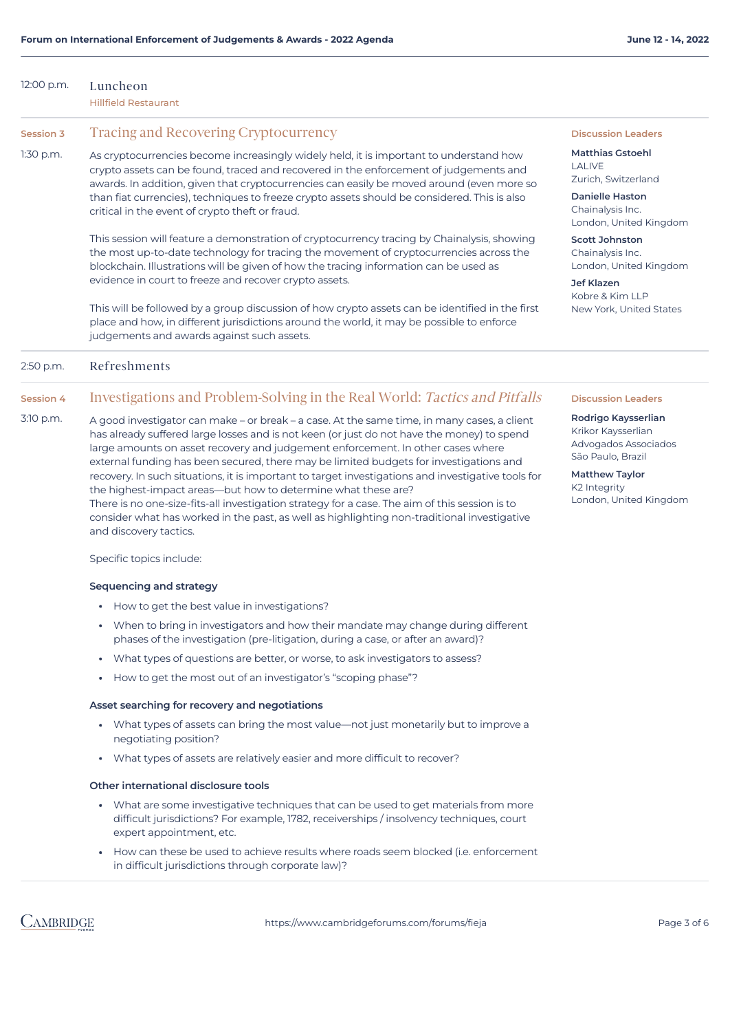12:00 p.m. **Luncheon**
Hillfield Restaurant

## Session 3 — Tracing and Recovering Cryptocurrency

1:30 p.m.

As cryptocurrencies become increasingly widely held, it is important to understand how crypto assets can be found, traced and recovered in the enforcement of judgements and awards. In addition, given that cryptocurrencies can easily be moved around (even more so than fiat currencies), techniques to freeze crypto assets should be considered. This is also critical in the event of crypto theft or fraud.

This session will feature a demonstration of cryptocurrency tracing by Chainalysis, showing the most up-to-date technology for tracing the movement of cryptocurrencies across the blockchain. Illustrations will be given of how the tracing information can be used as evidence in court to freeze and recover crypto assets.

This will be followed by a group discussion of how crypto assets can be identified in the first place and how, in different jurisdictions around the world, it may be possible to enforce judgements and awards against such assets.

**Discussion Leaders**

**Matthias Gstoehl**
LALIVE
Zurich, Switzerland

**Danielle Haston**
Chainalysis Inc.
London, United Kingdom

**Scott Johnston**
Chainalysis Inc.
London, United Kingdom

**Jef Klazen**
Kobre & Kim LLP
New York, United States

2:50 p.m. **Refreshments**

## Session 4 — Investigations and Problem-Solving in the Real World: *Tactics and Pitfalls*

3:10 p.m.

A good investigator can make – or break – a case. At the same time, in many cases, a client has already suffered large losses and is not keen (or just do not have the money) to spend large amounts on asset recovery and judgement enforcement. In other cases where external funding has been secured, there may be limited budgets for investigations and recovery. In such situations, it is important to target investigations and investigative tools for the highest-impact areas—but how to determine what these are?
There is no one-size-fits-all investigation strategy for a case. The aim of this session is to consider what has worked in the past, as well as highlighting non-traditional investigative and discovery tactics.

Specific topics include:

**Sequencing and strategy**

- How to get the best value in investigations?
- When to bring in investigators and how their mandate may change during different phases of the investigation (pre-litigation, during a case, or after an award)?
- What types of questions are better, or worse, to ask investigators to assess?
- How to get the most out of an investigator's "scoping phase"?

**Asset searching for recovery and negotiations**

- What types of assets can bring the most value—not just monetarily but to improve a negotiating position?
- What types of assets are relatively easier and more difficult to recover?

**Other international disclosure tools**

- What are some investigative techniques that can be used to get materials from more difficult jurisdictions? For example, 1782, receiverships / insolvency techniques, court expert appointment, etc.
- How can these be used to achieve results where roads seem blocked (i.e. enforcement in difficult jurisdictions through corporate law)?

**Discussion Leaders**

**Rodrigo Kaysserlian**
Krikor Kaysserlian Advogados Associados
São Paulo, Brazil

**Matthew Taylor**
K2 Integrity
London, United Kingdom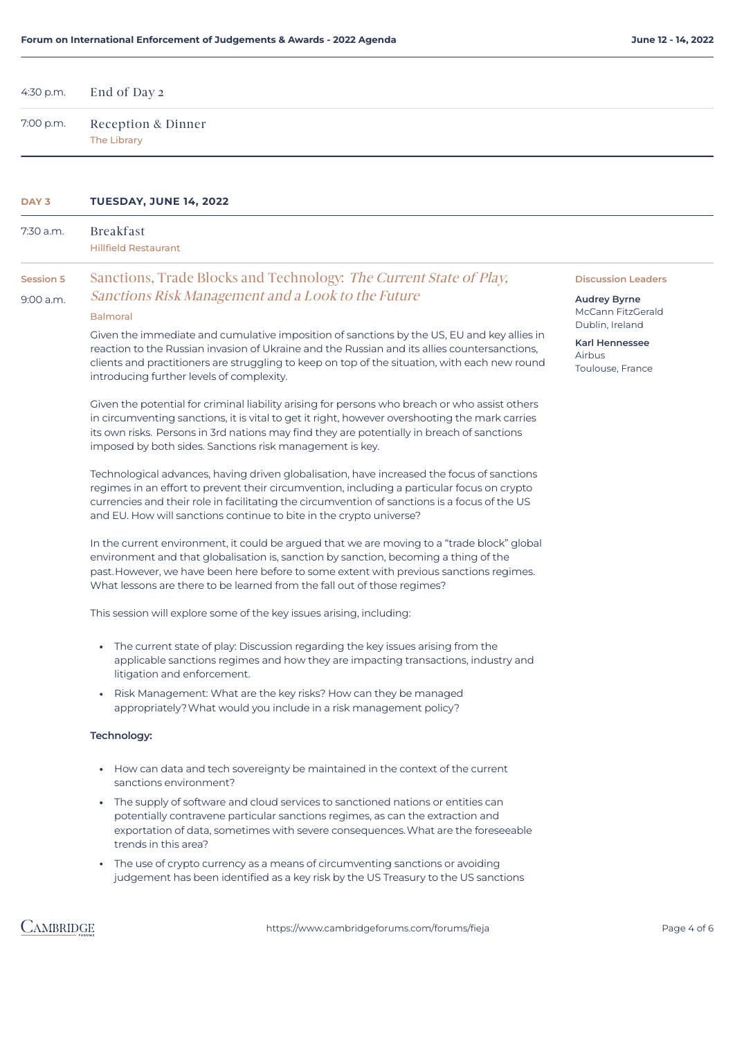| | |
|---|---|
| 4:30 p.m. | End of Day 2 |
| 7:00 p.m. | Reception & Dinner<br>The Library |

## DAY 3 TUESDAY, JUNE 14, 2022

7:30 a.m. **Breakfast**
Hillfield Restaurant

### Session 5 — 9:00 a.m.

### Sanctions, Trade Blocks and Technology: *The Current State of Play, Sanctions Risk Management and a Look to the Future*

Balmoral

**Discussion Leaders**

**Audrey Byrne**
McCann FitzGerald
Dublin, Ireland

**Karl Hennessee**
Airbus
Toulouse, France

Given the immediate and cumulative imposition of sanctions by the US, EU and key allies in reaction to the Russian invasion of Ukraine and the Russian and its allies countersanctions, clients and practitioners are struggling to keep on top of the situation, with each new round introducing further levels of complexity.

Given the potential for criminal liability arising for persons who breach or who assist others in circumventing sanctions, it is vital to get it right, however overshooting the mark carries its own risks. Persons in 3rd nations may find they are potentially in breach of sanctions imposed by both sides. Sanctions risk management is key.

Technological advances, having driven globalisation, have increased the focus of sanctions regimes in an effort to prevent their circumvention, including a particular focus on crypto currencies and their role in facilitating the circumvention of sanctions is a focus of the US and EU. How will sanctions continue to bite in the crypto universe?

In the current environment, it could be argued that we are moving to a "trade block" global environment and that globalisation is, sanction by sanction, becoming a thing of the past. However, we have been here before to some extent with previous sanctions regimes. What lessons are there to be learned from the fall out of those regimes?

This session will explore some of the key issues arising, including:

- The current state of play: Discussion regarding the key issues arising from the applicable sanctions regimes and how they are impacting transactions, industry and litigation and enforcement.
- Risk Management: What are the key risks? How can they be managed appropriately? What would you include in a risk management policy?

**Technology:**

- How can data and tech sovereignty be maintained in the context of the current sanctions environment?
- The supply of software and cloud services to sanctioned nations or entities can potentially contravene particular sanctions regimes, as can the extraction and exportation of data, sometimes with severe consequences. What are the foreseeable trends in this area?
- The use of crypto currency as a means of circumventing sanctions or avoiding judgement has been identified as a key risk by the US Treasury to the US sanctions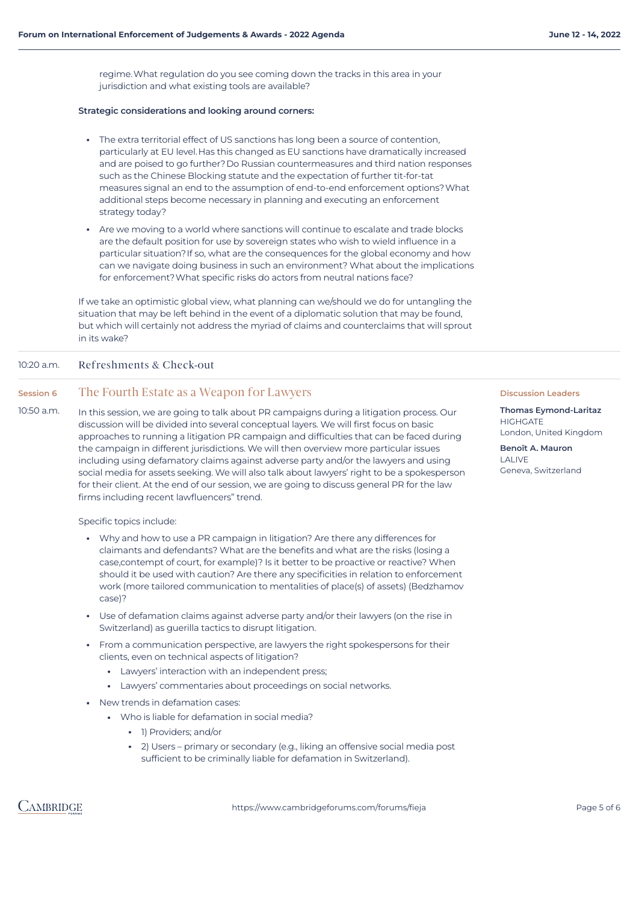regime. What regulation do you see coming down the tracks in this area in your jurisdiction and what existing tools are available?

**Strategic considerations and looking around corners:**

- The extra territorial effect of US sanctions has long been a source of contention, particularly at EU level. Has this changed as EU sanctions have dramatically increased and are poised to go further? Do Russian countermeasures and third nation responses such as the Chinese Blocking statute and the expectation of further tit-for-tat measures signal an end to the assumption of end-to-end enforcement options? What additional steps become necessary in planning and executing an enforcement strategy today?
- Are we moving to a world where sanctions will continue to escalate and trade blocks are the default position for use by sovereign states who wish to wield influence in a particular situation? If so, what are the consequences for the global economy and how can we navigate doing business in such an environment? What about the implications for enforcement? What specific risks do actors from neutral nations face?

If we take an optimistic global view, what planning can we/should we do for untangling the situation that may be left behind in the event of a diplomatic solution that may be found, but which will certainly not address the myriad of claims and counterclaims that will sprout in its wake?

10:20 a.m. Refreshments & Check-out

## Session 6 — The Fourth Estate as a Weapon for Lawyers

10:50 a.m.

**Discussion Leaders**

**Thomas Eymond-Laritaz**
HIGHGATE
London, United Kingdom

**Benoît A. Mauron**
LALIVE
Geneva, Switzerland

In this session, we are going to talk about PR campaigns during a litigation process. Our discussion will be divided into several conceptual layers. We will first focus on basic approaches to running a litigation PR campaign and difficulties that can be faced during the campaign in different jurisdictions. We will then overview more particular issues including using defamatory claims against adverse party and/or the lawyers and using social media for assets seeking. We will also talk about lawyers' right to be a spokesperson for their client. At the end of our session, we are going to discuss general PR for the law firms including recent lawfluencers" trend.

Specific topics include:

- Why and how to use a PR campaign in litigation? Are there any differences for claimants and defendants? What are the benefits and what are the risks (losing a case,contempt of court, for example)? Is it better to be proactive or reactive? When should it be used with caution? Are there any specificities in relation to enforcement work (more tailored communication to mentalities of place(s) of assets) (Bedzhamov case)?
- Use of defamation claims against adverse party and/or their lawyers (on the rise in Switzerland) as guerilla tactics to disrupt litigation.
- From a communication perspective, are lawyers the right spokespersons for their clients, even on technical aspects of litigation?
  - Lawyers' interaction with an independent press;
  - Lawyers' commentaries about proceedings on social networks.
- New trends in defamation cases:
  - Who is liable for defamation in social media?
    - 1) Providers; and/or
    - 2) Users – primary or secondary (e.g., liking an offensive social media post sufficient to be criminally liable for defamation in Switzerland).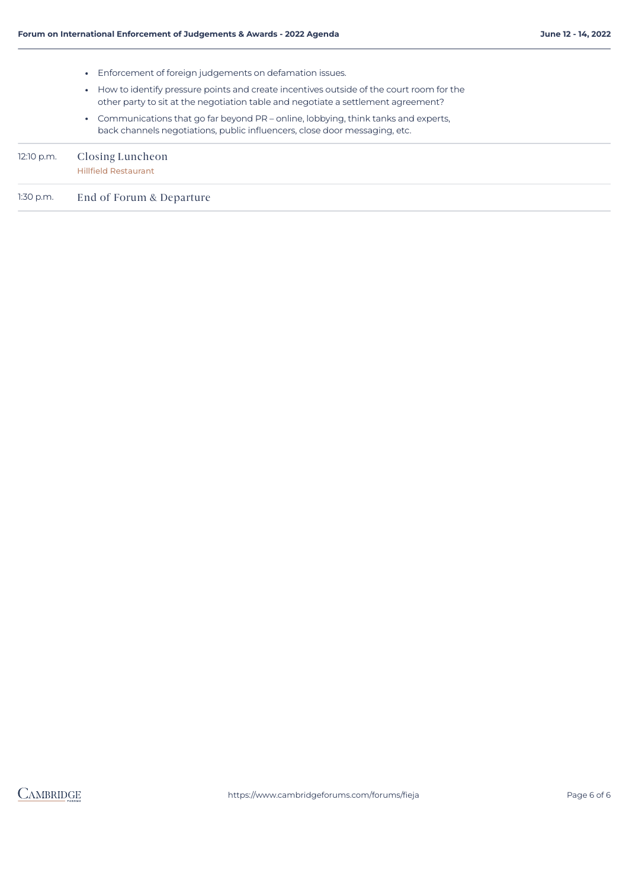- Enforcement of foreign judgements on defamation issues.
- How to identify pressure points and create incentives outside of the court room for the other party to sit at the negotiation table and negotiate a settlement agreement?
- Communications that go far beyond PR – online, lobbying, think tanks and experts, back channels negotiations, public influencers, close door messaging, etc.

| | |
|---|---|
| 12:10 p.m. | Closing Luncheon<br>Hillfield Restaurant |
| 1:30 p.m. | End of Forum & Departure |